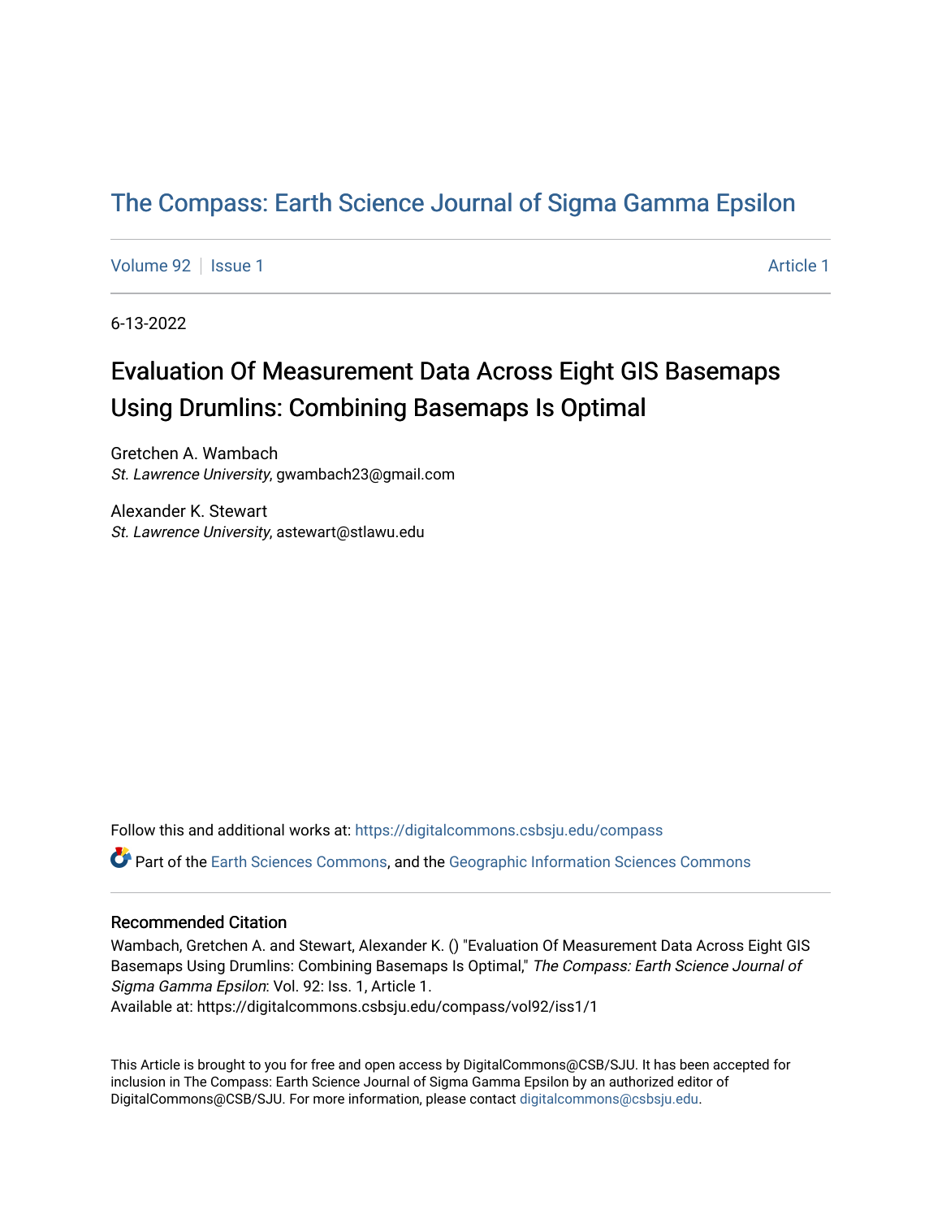# The Compass: Earth Science Journal of Sigma Gamma Epsilon

Volume 92 | Issue 1 | Article 1

6-13-2022

## Evaluation Of Measurement Data Across Eight GIS Basemaps Using Drumlins: Combining Basemaps Is Optimal

Gretchen A. Wambach
*St. Lawrence University*, gwambach23@gmail.com

Alexander K. Stewart
*St. Lawrence University*, astewart@stlawu.edu

Follow this and additional works at: https://digitalcommons.csbsju.edu/compass

Part of the Earth Sciences Commons, and the Geographic Information Sciences Commons

### Recommended Citation

Wambach, Gretchen A. and Stewart, Alexander K. () "Evaluation Of Measurement Data Across Eight GIS Basemaps Using Drumlins: Combining Basemaps Is Optimal," *The Compass: Earth Science Journal of Sigma Gamma Epsilon*: Vol. 92: Iss. 1, Article 1.
Available at: https://digitalcommons.csbsju.edu/compass/vol92/iss1/1

This Article is brought to you for free and open access by DigitalCommons@CSB/SJU. It has been accepted for inclusion in The Compass: Earth Science Journal of Sigma Gamma Epsilon by an authorized editor of DigitalCommons@CSB/SJU. For more information, please contact digitalcommons@csbsju.edu.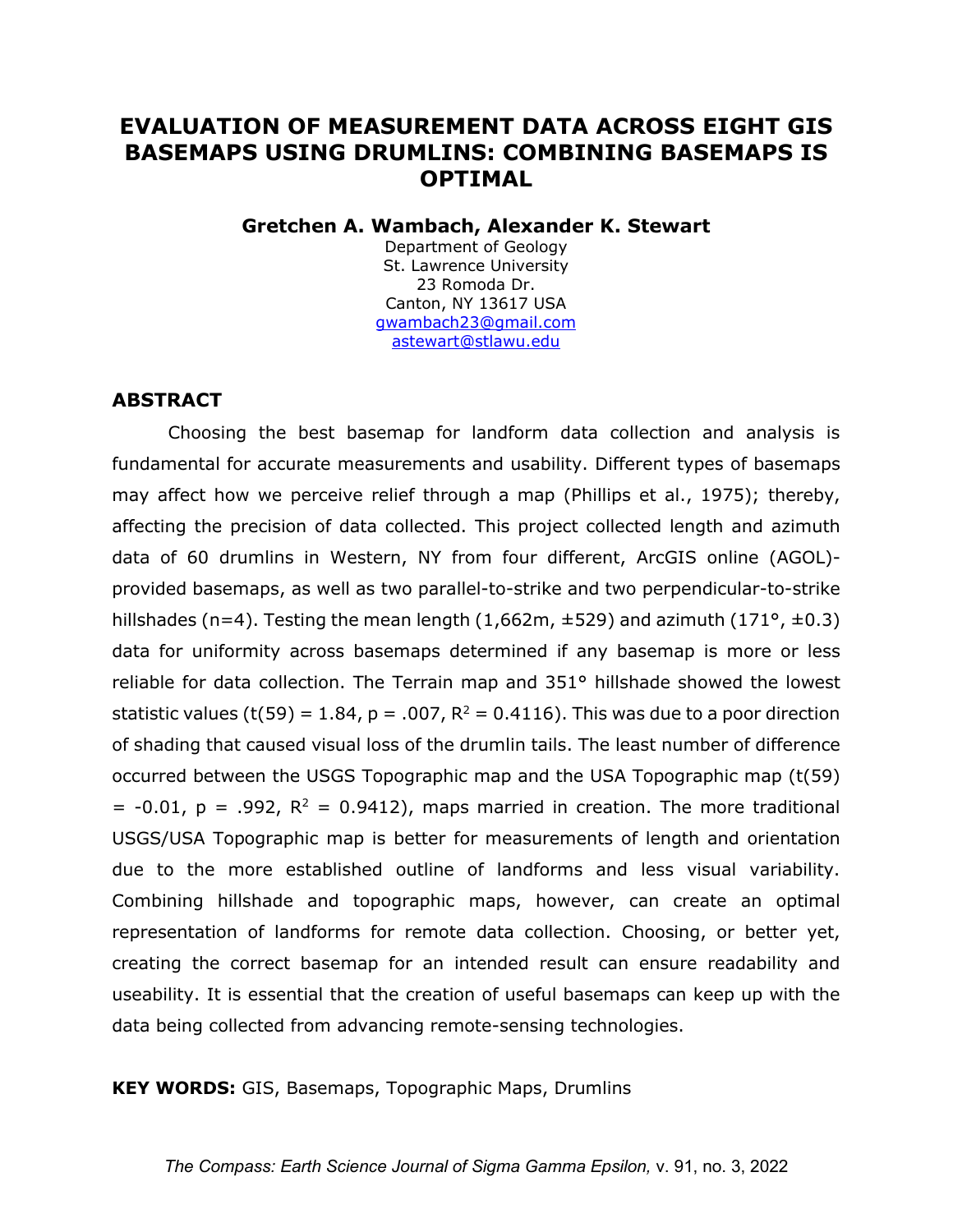# EVALUATION OF MEASUREMENT DATA ACROSS EIGHT GIS BASEMAPS USING DRUMLINS: COMBINING BASEMAPS IS OPTIMAL

**Gretchen A. Wambach, Alexander K. Stewart**

Department of Geology
St. Lawrence University
23 Romoda Dr.
Canton, NY 13617 USA
gwambach23@gmail.com
astewart@stlawu.edu

## ABSTRACT

Choosing the best basemap for landform data collection and analysis is fundamental for accurate measurements and usability. Different types of basemaps may affect how we perceive relief through a map (Phillips et al., 1975); thereby, affecting the precision of data collected. This project collected length and azimuth data of 60 drumlins in Western, NY from four different, ArcGIS online (AGOL)-provided basemaps, as well as two parallel-to-strike and two perpendicular-to-strike hillshades (n=4). Testing the mean length (1,662m, ±529) and azimuth (171°, ±0.3) data for uniformity across basemaps determined if any basemap is more or less reliable for data collection. The Terrain map and 351° hillshade showed the lowest statistic values ($t(59) = 1.84$, $p = .007$, $R^2 = 0.4116$). This was due to a poor direction of shading that caused visual loss of the drumlin tails. The least number of difference occurred between the USGS Topographic map and the USA Topographic map ($t(59) = -0.01$, $p = .992$, $R^2 = 0.9412$), maps married in creation. The more traditional USGS/USA Topographic map is better for measurements of length and orientation due to the more established outline of landforms and less visual variability. Combining hillshade and topographic maps, however, can create an optimal representation of landforms for remote data collection. Choosing, or better yet, creating the correct basemap for an intended result can ensure readability and useability. It is essential that the creation of useful basemaps can keep up with the data being collected from advancing remote-sensing technologies.

**KEY WORDS:** GIS, Basemaps, Topographic Maps, Drumlins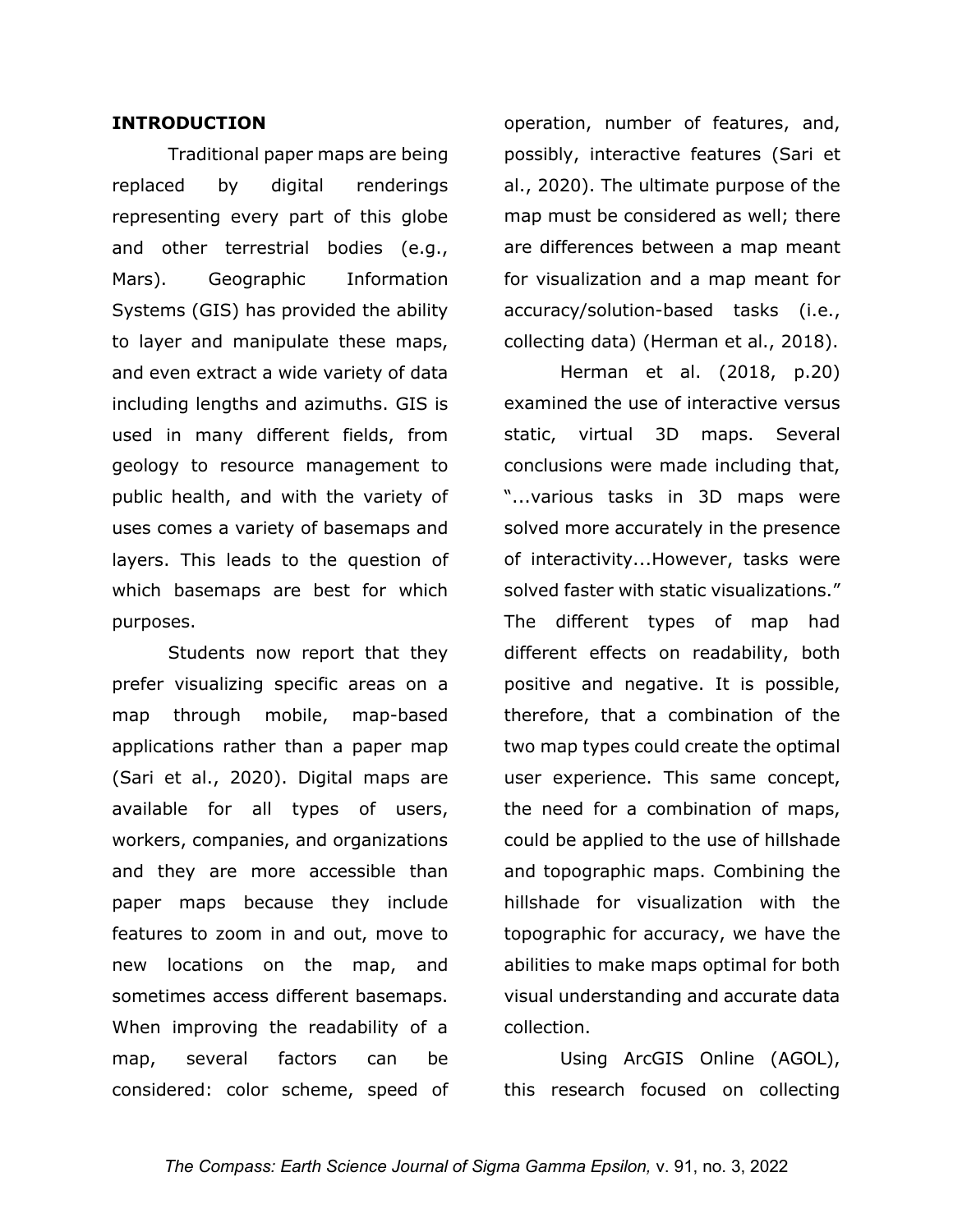## INTRODUCTION

Traditional paper maps are being replaced by digital renderings representing every part of this globe and other terrestrial bodies (e.g., Mars). Geographic Information Systems (GIS) has provided the ability to layer and manipulate these maps, and even extract a wide variety of data including lengths and azimuths. GIS is used in many different fields, from geology to resource management to public health, and with the variety of uses comes a variety of basemaps and layers. This leads to the question of which basemaps are best for which purposes.

Students now report that they prefer visualizing specific areas on a map through mobile, map-based applications rather than a paper map (Sari et al., 2020). Digital maps are available for all types of users, workers, companies, and organizations and they are more accessible than paper maps because they include features to zoom in and out, move to new locations on the map, and sometimes access different basemaps. When improving the readability of a map, several factors can be considered: color scheme, speed of operation, number of features, and, possibly, interactive features (Sari et al., 2020). The ultimate purpose of the map must be considered as well; there are differences between a map meant for visualization and a map meant for accuracy/solution-based tasks (i.e., collecting data) (Herman et al., 2018).

Herman et al. (2018, p.20) examined the use of interactive versus static, virtual 3D maps. Several conclusions were made including that, "...various tasks in 3D maps were solved more accurately in the presence of interactivity...However, tasks were solved faster with static visualizations." The different types of map had different effects on readability, both positive and negative. It is possible, therefore, that a combination of the two map types could create the optimal user experience. This same concept, the need for a combination of maps, could be applied to the use of hillshade and topographic maps. Combining the hillshade for visualization with the topographic for accuracy, we have the abilities to make maps optimal for both visual understanding and accurate data collection.

Using ArcGIS Online (AGOL), this research focused on collecting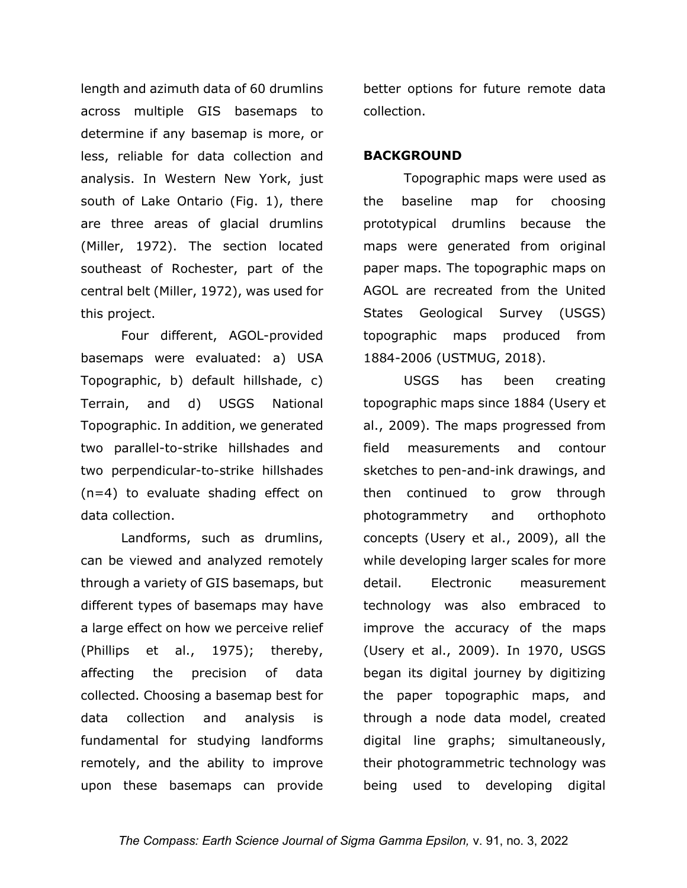length and azimuth data of 60 drumlins across multiple GIS basemaps to determine if any basemap is more, or less, reliable for data collection and analysis. In Western New York, just south of Lake Ontario (Fig. 1), there are three areas of glacial drumlins (Miller, 1972). The section located southeast of Rochester, part of the central belt (Miller, 1972), was used for this project.

Four different, AGOL-provided basemaps were evaluated: a) USA Topographic, b) default hillshade, c) Terrain, and d) USGS National Topographic. In addition, we generated two parallel-to-strike hillshades and two perpendicular-to-strike hillshades (n=4) to evaluate shading effect on data collection.

Landforms, such as drumlins, can be viewed and analyzed remotely through a variety of GIS basemaps, but different types of basemaps may have a large effect on how we perceive relief (Phillips et al., 1975); thereby, affecting the precision of data collected. Choosing a basemap best for data collection and analysis is fundamental for studying landforms remotely, and the ability to improve upon these basemaps can provide better options for future remote data collection.

## BACKGROUND

Topographic maps were used as the baseline map for choosing prototypical drumlins because the maps were generated from original paper maps. The topographic maps on AGOL are recreated from the United States Geological Survey (USGS) topographic maps produced from 1884-2006 (USTMUG, 2018).

USGS has been creating topographic maps since 1884 (Usery et al., 2009). The maps progressed from field measurements and contour sketches to pen-and-ink drawings, and then continued to grow through photogrammetry and orthophoto concepts (Usery et al., 2009), all the while developing larger scales for more detail. Electronic measurement technology was also embraced to improve the accuracy of the maps (Usery et al., 2009). In 1970, USGS began its digital journey by digitizing the paper topographic maps, and through a node data model, created digital line graphs; simultaneously, their photogrammetric technology was being used to developing digital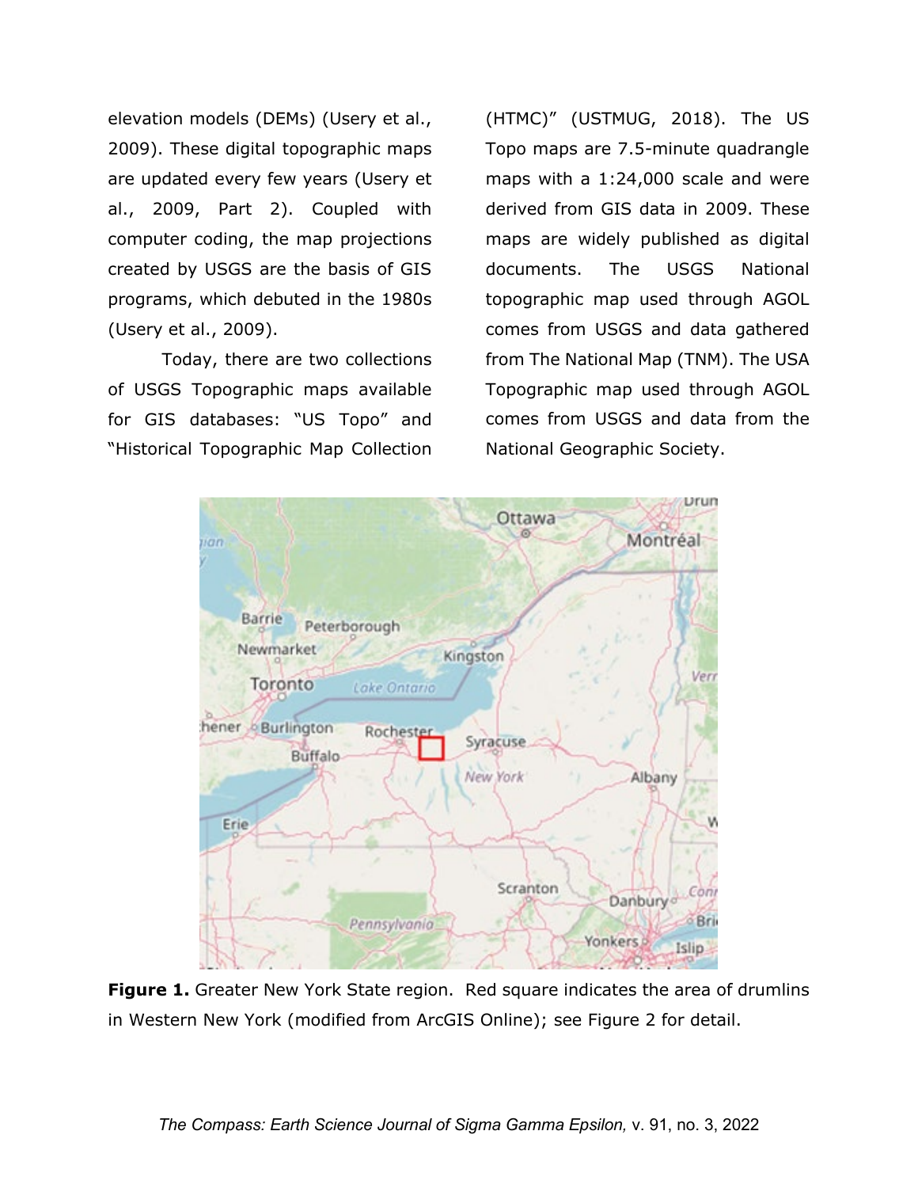elevation models (DEMs) (Usery et al., 2009). These digital topographic maps are updated every few years (Usery et al., 2009, Part 2). Coupled with computer coding, the map projections created by USGS are the basis of GIS programs, which debuted in the 1980s (Usery et al., 2009).

Today, there are two collections of USGS Topographic maps available for GIS databases: "US Topo" and "Historical Topographic Map Collection (HTMC)" (USTMUG, 2018). The US Topo maps are 7.5-minute quadrangle maps with a 1:24,000 scale and were derived from GIS data in 2009. These maps are widely published as digital documents. The USGS National topographic map used through AGOL comes from USGS and data gathered from The National Map (TNM). The USA Topographic map used through AGOL comes from USGS and data from the National Geographic Society.

**Figure 1.** Greater New York State region. Red square indicates the area of drumlins in Western New York (modified from ArcGIS Online); see Figure 2 for detail.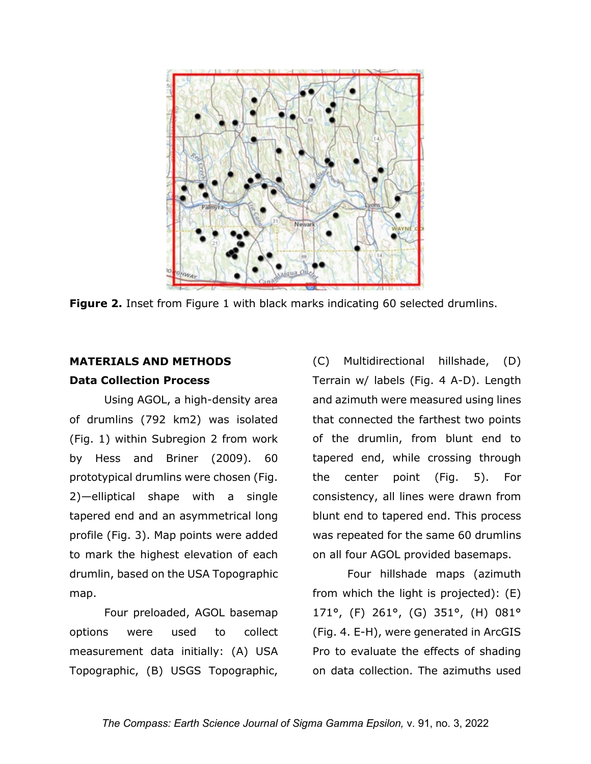Figure 2. Inset from Figure 1 with black marks indicating 60 selected drumlins.

## MATERIALS AND METHODS

### Data Collection Process

Using AGOL, a high-density area of drumlins (792 km2) was isolated (Fig. 1) within Subregion 2 from work by Hess and Briner (2009). 60 prototypical drumlins were chosen (Fig. 2)—elliptical shape with a single tapered end and an asymmetrical long profile (Fig. 3). Map points were added to mark the highest elevation of each drumlin, based on the USA Topographic map.

Four preloaded, AGOL basemap options were used to collect measurement data initially: (A) USA Topographic, (B) USGS Topographic, (C) Multidirectional hillshade, (D) Terrain w/ labels (Fig. 4 A-D). Length and azimuth were measured using lines that connected the farthest two points of the drumlin, from blunt end to tapered end, while crossing through the center point (Fig. 5). For consistency, all lines were drawn from blunt end to tapered end. This process was repeated for the same 60 drumlins on all four AGOL provided basemaps.

Four hillshade maps (azimuth from which the light is projected): (E) 171°, (F) 261°, (G) 351°, (H) 081° (Fig. 4. E-H), were generated in ArcGIS Pro to evaluate the effects of shading on data collection. The azimuths used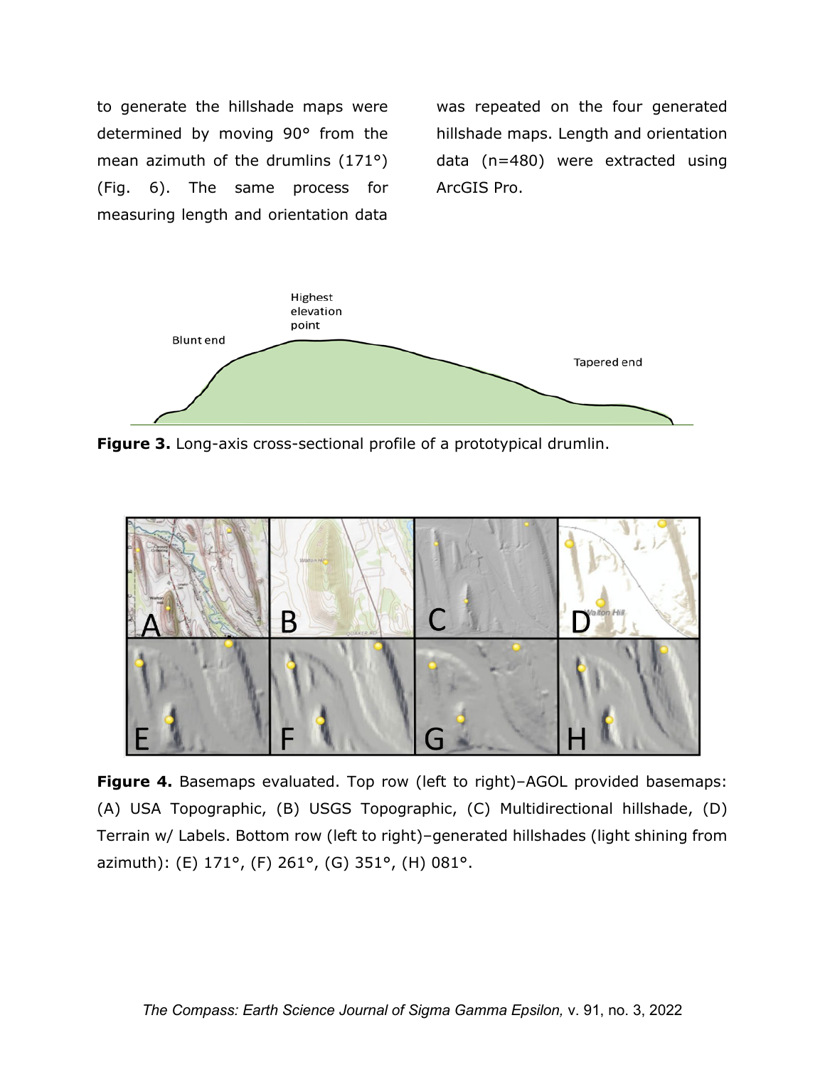to generate the hillshade maps were determined by moving 90° from the mean azimuth of the drumlins (171°) (Fig. 6). The same process for measuring length and orientation data was repeated on the four generated hillshade maps. Length and orientation data (n=480) were extracted using ArcGIS Pro.

**Figure 3.** Long-axis cross-sectional profile of a prototypical drumlin.

**Figure 4.** Basemaps evaluated. Top row (left to right)–AGOL provided basemaps: (A) USA Topographic, (B) USGS Topographic, (C) Multidirectional hillshade, (D) Terrain w/ Labels. Bottom row (left to right)–generated hillshades (light shining from azimuth): (E) 171°, (F) 261°, (G) 351°, (H) 081°.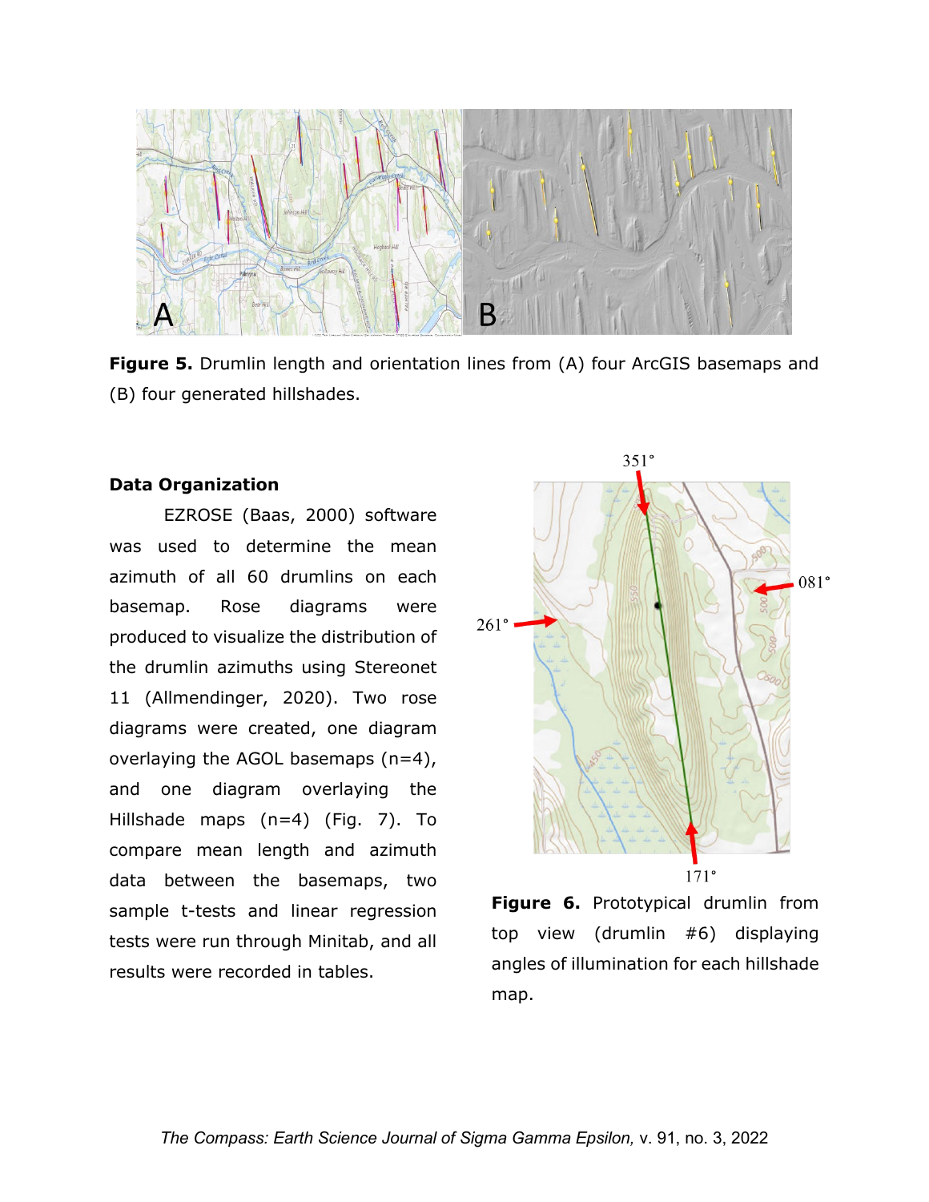**Figure 5.** Drumlin length and orientation lines from (A) four ArcGIS basemaps and (B) four generated hillshades.

### Data Organization

EZROSE (Baas, 2000) software was used to determine the mean azimuth of all 60 drumlins on each basemap. Rose diagrams were produced to visualize the distribution of the drumlin azimuths using Stereonet 11 (Allmendinger, 2020). Two rose diagrams were created, one diagram overlaying the AGOL basemaps (n=4), and one diagram overlaying the Hillshade maps (n=4) (Fig. 7). To compare mean length and azimuth data between the basemaps, two sample t-tests and linear regression tests were run through Minitab, and all results were recorded in tables.

**Figure 6.** Prototypical drumlin from top view (drumlin #6) displaying angles of illumination for each hillshade map.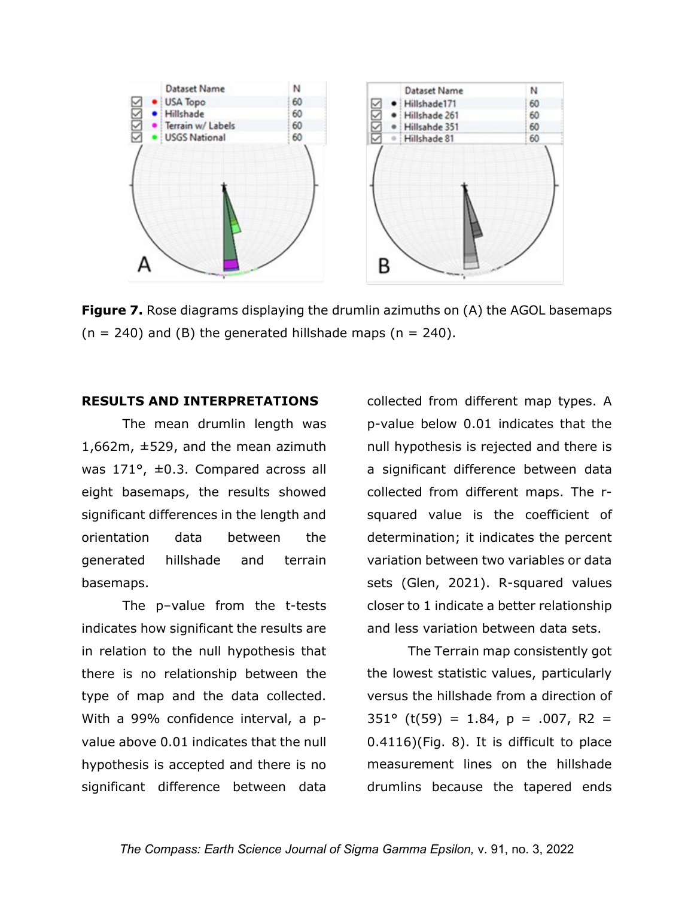**Figure 7.** Rose diagrams displaying the drumlin azimuths on (A) the AGOL basemaps (n = 240) and (B) the generated hillshade maps (n = 240).

## RESULTS AND INTERPRETATIONS

The mean drumlin length was 1,662m, ±529, and the mean azimuth was 171°, ±0.3. Compared across all eight basemaps, the results showed significant differences in the length and orientation data between the generated hillshade and terrain basemaps.

The p–value from the t-tests indicates how significant the results are in relation to the null hypothesis that there is no relationship between the type of map and the data collected. With a 99% confidence interval, a p-value above 0.01 indicates that the null hypothesis is accepted and there is no significant difference between data collected from different map types. A p-value below 0.01 indicates that the null hypothesis is rejected and there is a significant difference between data collected from different maps. The r-squared value is the coefficient of determination; it indicates the percent variation between two variables or data sets (Glen, 2021). R-squared values closer to 1 indicate a better relationship and less variation between data sets.

The Terrain map consistently got the lowest statistic values, particularly versus the hillshade from a direction of 351° ($t(59) = 1.84$, $p = .007$, $R2 = 0.4116$)(Fig. 8). It is difficult to place measurement lines on the hillshade drumlins because the tapered ends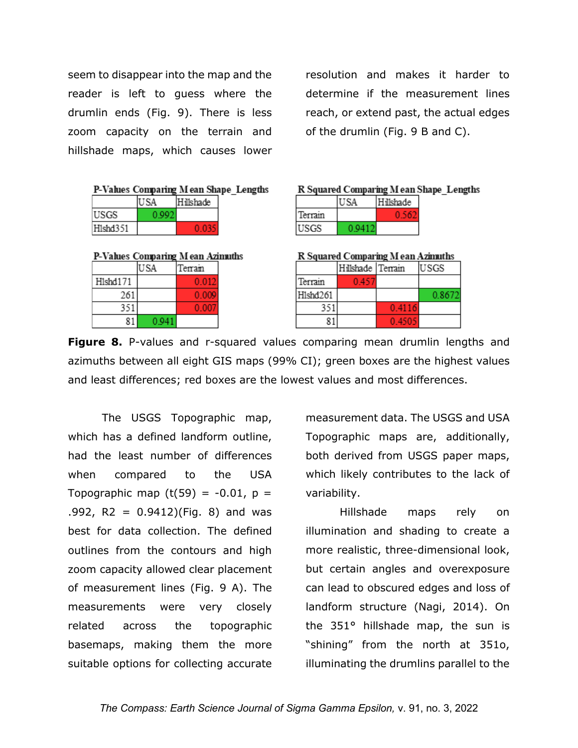seem to disappear into the map and the reader is left to guess where the drumlin ends (Fig. 9). There is less zoom capacity on the terrain and hillshade maps, which causes lower resolution and makes it harder to determine if the measurement lines reach, or extend past, the actual edges of the drumlin (Fig. 9 B and C).

**P-Values Comparing Mean Shape_Lengths**

| | USA | Hillshade |
|---|---|---|
| USGS | 0.992 | |
| Hlshd351 | | 0.035 |

**R Squared Comparing Mean Shape_Lengths**

| | USA | Hillshade |
|---|---|---|
| Terrain | | 0.562 |
| USGS | 0.9412 | |

**P-Values Comparing Mean Azimuths**

| | USA | Terrain |
|---|---|---|
| Hlshd171 | | 0.012 |
| 261 | | 0.009 |
| 351 | | 0.007 |
| 81 | 0.941 | |

**R Squared Comparing Mean Azimuths**

| | Hillshade | Terrain | USGS |
|---|---|---|---|
| Terrain | 0.457 | | |
| Hlshd261 | | | 0.8672 |
| 351 | | 0.4116 | |
| 81 | | 0.4505 | |

**Figure 8.** P-values and r-squared values comparing mean drumlin lengths and azimuths between all eight GIS maps (99% CI); green boxes are the highest values and least differences; red boxes are the lowest values and most differences.

The USGS Topographic map, which has a defined landform outline, had the least number of differences when compared to the USA Topographic map ($t(59) = -0.01$, $p = .992$, $R^2 = 0.9412$)(Fig. 8) and was best for data collection. The defined outlines from the contours and high zoom capacity allowed clear placement of measurement lines (Fig. 9 A). The measurements were very closely related across the topographic basemaps, making them the more suitable options for collecting accurate measurement data. The USGS and USA Topographic maps are, additionally, both derived from USGS paper maps, which likely contributes to the lack of variability.

Hillshade maps rely on illumination and shading to create a more realistic, three-dimensional look, but certain angles and overexposure can lead to obscured edges and loss of landform structure (Nagi, 2014). On the 351° hillshade map, the sun is "shining" from the north at 351o, illuminating the drumlins parallel to the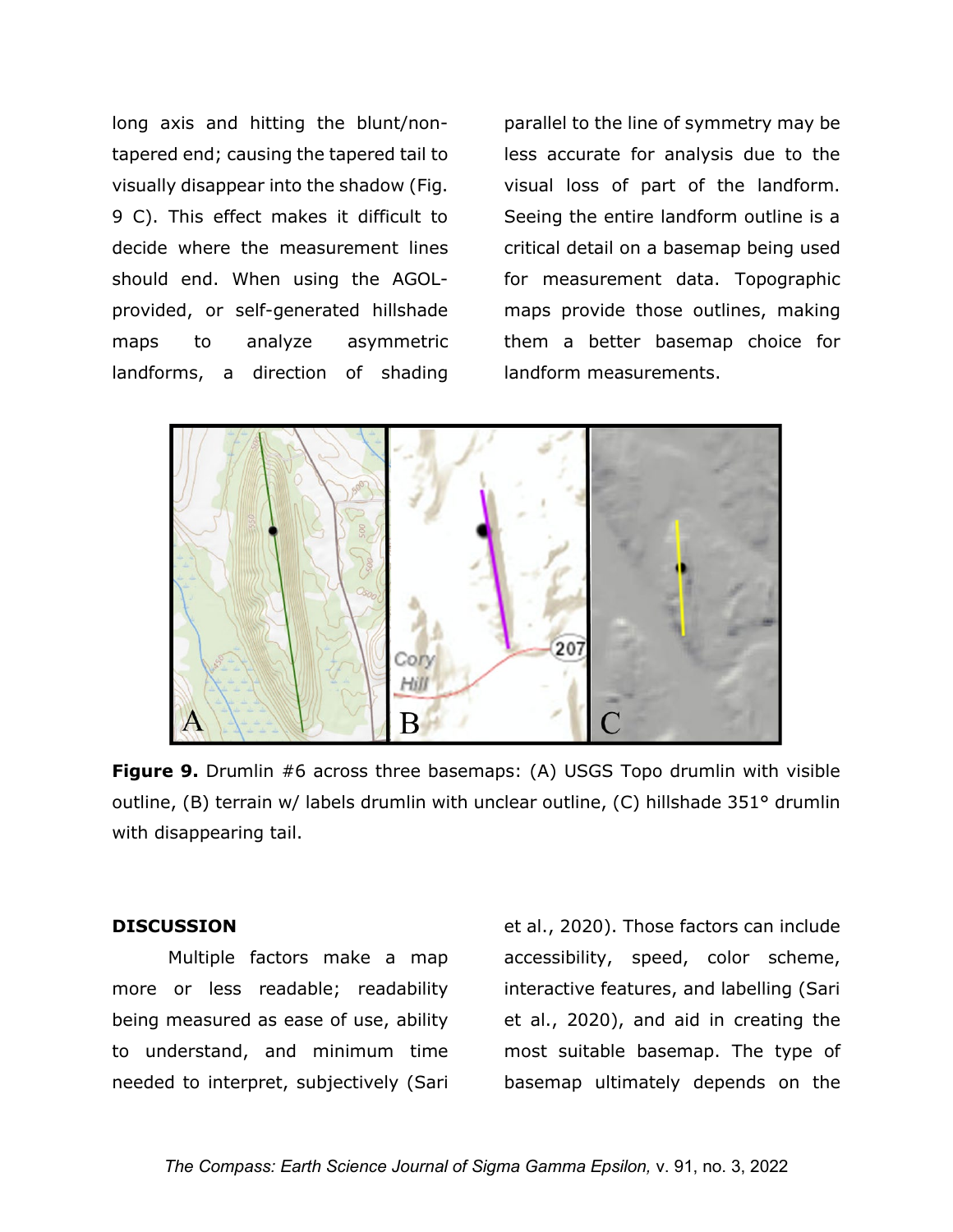long axis and hitting the blunt/non-tapered end; causing the tapered tail to visually disappear into the shadow (Fig. 9 C). This effect makes it difficult to decide where the measurement lines should end. When using the AGOL-provided, or self-generated hillshade maps to analyze asymmetric landforms, a direction of shading parallel to the line of symmetry may be less accurate for analysis due to the visual loss of part of the landform. Seeing the entire landform outline is a critical detail on a basemap being used for measurement data. Topographic maps provide those outlines, making them a better basemap choice for landform measurements.

**Figure 9.** Drumlin #6 across three basemaps: (A) USGS Topo drumlin with visible outline, (B) terrain w/ labels drumlin with unclear outline, (C) hillshade 351° drumlin with disappearing tail.

## DISCUSSION

Multiple factors make a map more or less readable; readability being measured as ease of use, ability to understand, and minimum time needed to interpret, subjectively (Sari et al., 2020). Those factors can include accessibility, speed, color scheme, interactive features, and labelling (Sari et al., 2020), and aid in creating the most suitable basemap. The type of basemap ultimately depends on the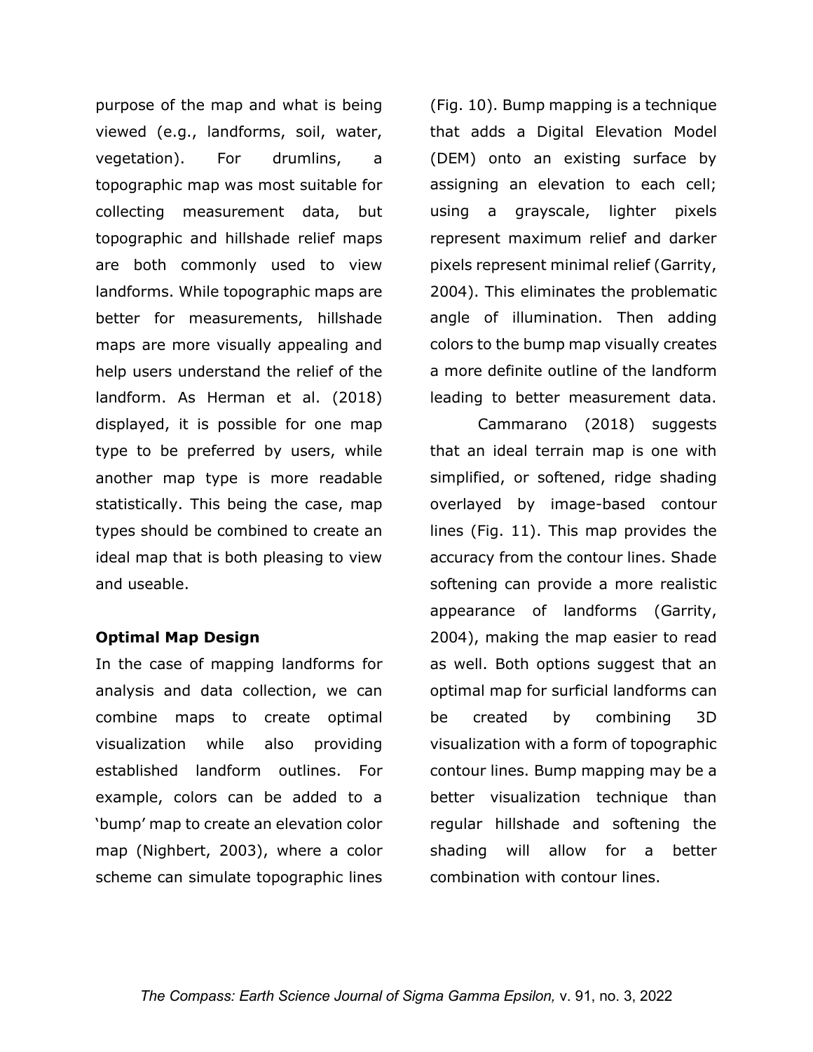purpose of the map and what is being viewed (e.g., landforms, soil, water, vegetation). For drumlins, a topographic map was most suitable for collecting measurement data, but topographic and hillshade relief maps are both commonly used to view landforms. While topographic maps are better for measurements, hillshade maps are more visually appealing and help users understand the relief of the landform. As Herman et al. (2018) displayed, it is possible for one map type to be preferred by users, while another map type is more readable statistically. This being the case, map types should be combined to create an ideal map that is both pleasing to view and useable.

**Optimal Map Design**

In the case of mapping landforms for analysis and data collection, we can combine maps to create optimal visualization while also providing established landform outlines. For example, colors can be added to a 'bump' map to create an elevation color map (Nighbert, 2003), where a color scheme can simulate topographic lines (Fig. 10). Bump mapping is a technique that adds a Digital Elevation Model (DEM) onto an existing surface by assigning an elevation to each cell; using a grayscale, lighter pixels represent maximum relief and darker pixels represent minimal relief (Garrity, 2004). This eliminates the problematic angle of illumination. Then adding colors to the bump map visually creates a more definite outline of the landform leading to better measurement data.

Cammarano (2018) suggests that an ideal terrain map is one with simplified, or softened, ridge shading overlayed by image-based contour lines (Fig. 11). This map provides the accuracy from the contour lines. Shade softening can provide a more realistic appearance of landforms (Garrity, 2004), making the map easier to read as well. Both options suggest that an optimal map for surficial landforms can be created by combining 3D visualization with a form of topographic contour lines. Bump mapping may be a better visualization technique than regular hillshade and softening the shading will allow for a better combination with contour lines.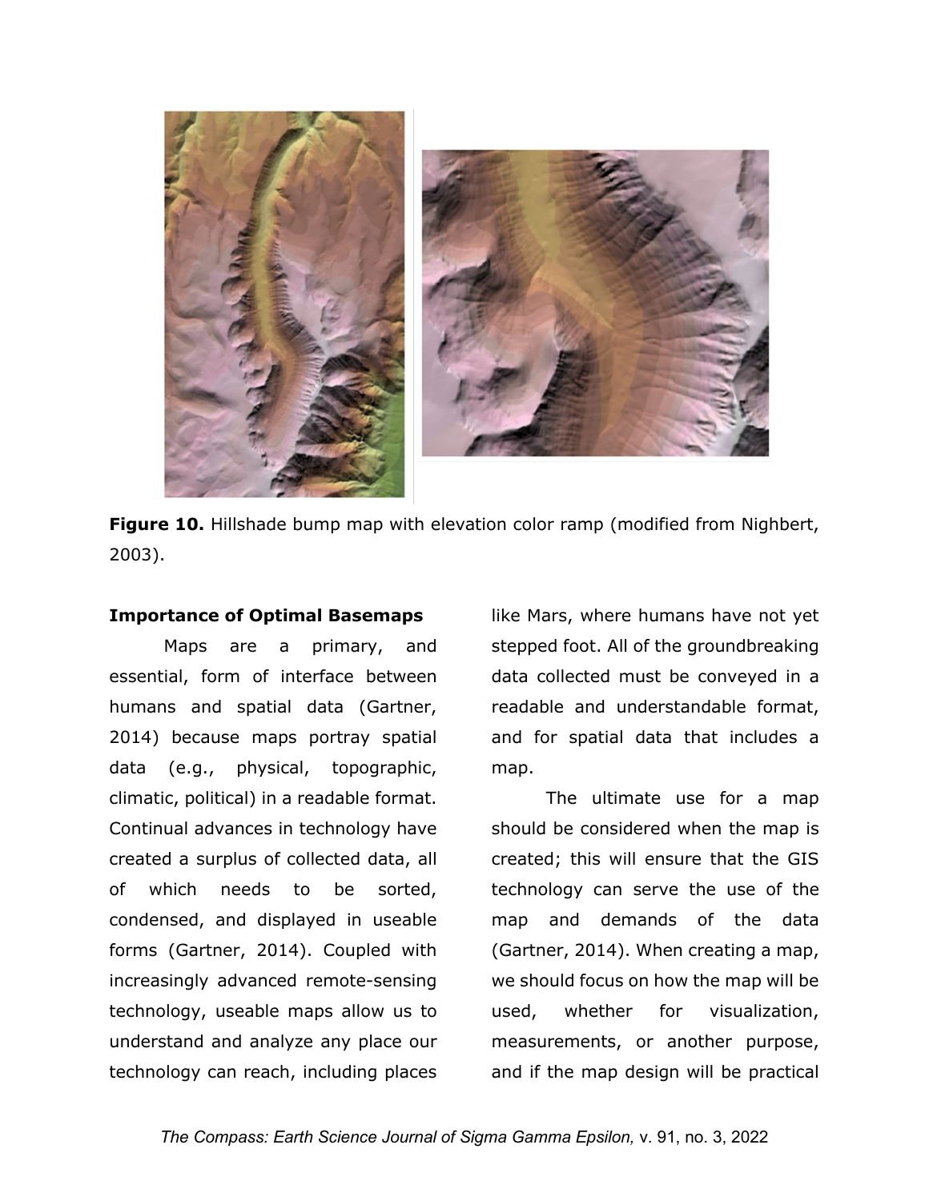**Figure 10.** Hillshade bump map with elevation color ramp (modified from Nighbert, 2003).

## Importance of Optimal Basemaps

Maps are a primary, and essential, form of interface between humans and spatial data (Gartner, 2014) because maps portray spatial data (e.g., physical, topographic, climatic, political) in a readable format. Continual advances in technology have created a surplus of collected data, all of which needs to be sorted, condensed, and displayed in useable forms (Gartner, 2014). Coupled with increasingly advanced remote-sensing technology, useable maps allow us to understand and analyze any place our technology can reach, including places like Mars, where humans have not yet stepped foot. All of the groundbreaking data collected must be conveyed in a readable and understandable format, and for spatial data that includes a map.

The ultimate use for a map should be considered when the map is created; this will ensure that the GIS technology can serve the use of the map and demands of the data (Gartner, 2014). When creating a map, we should focus on how the map will be used, whether for visualization, measurements, or another purpose, and if the map design will be practical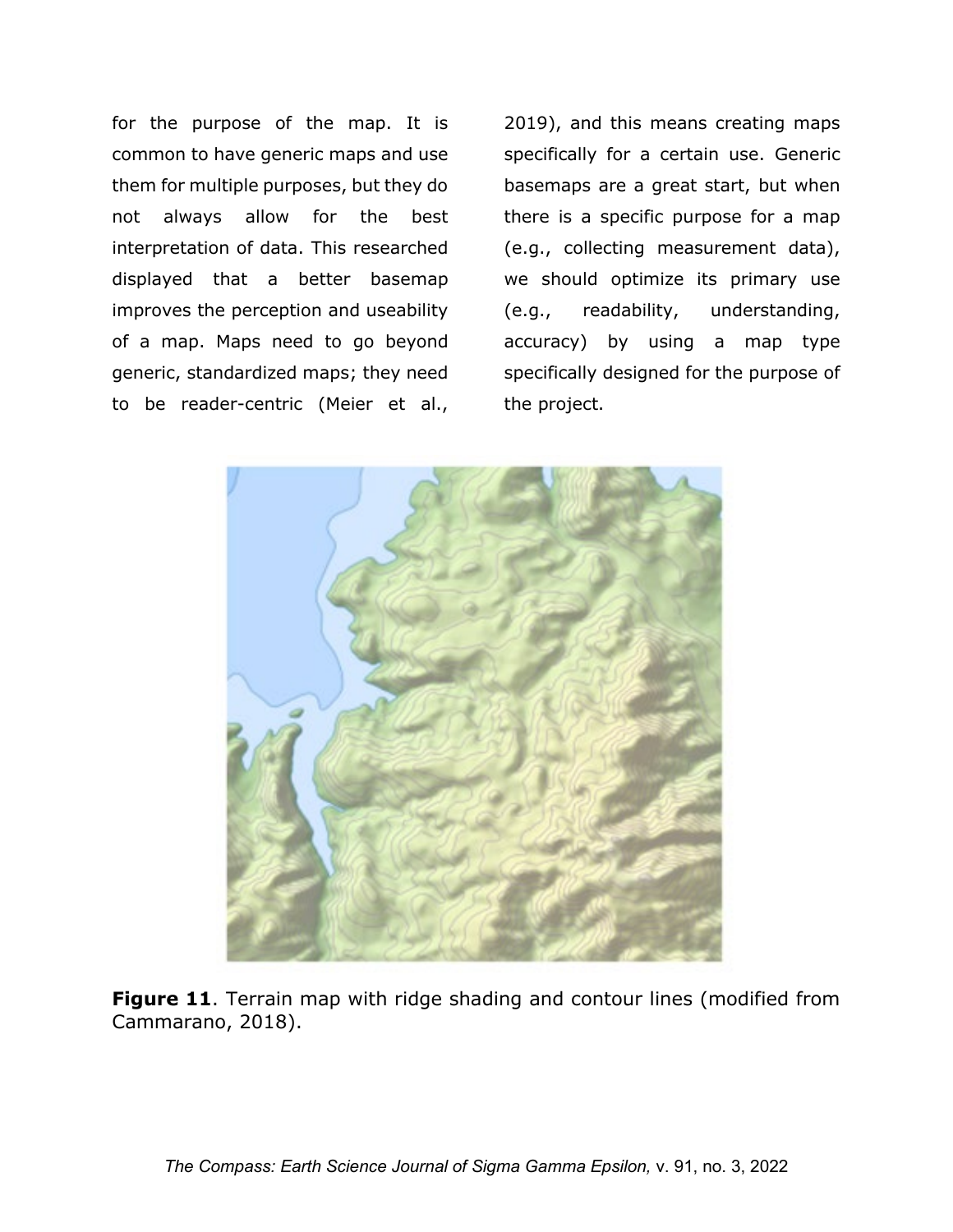for the purpose of the map. It is common to have generic maps and use them for multiple purposes, but they do not always allow for the best interpretation of data. This researched displayed that a better basemap improves the perception and useability of a map. Maps need to go beyond generic, standardized maps; they need to be reader-centric (Meier et al., 2019), and this means creating maps specifically for a certain use. Generic basemaps are a great start, but when there is a specific purpose for a map (e.g., collecting measurement data), we should optimize its primary use (e.g., readability, understanding, accuracy) by using a map type specifically designed for the purpose of the project.

**Figure 11**. Terrain map with ridge shading and contour lines (modified from Cammarano, 2018).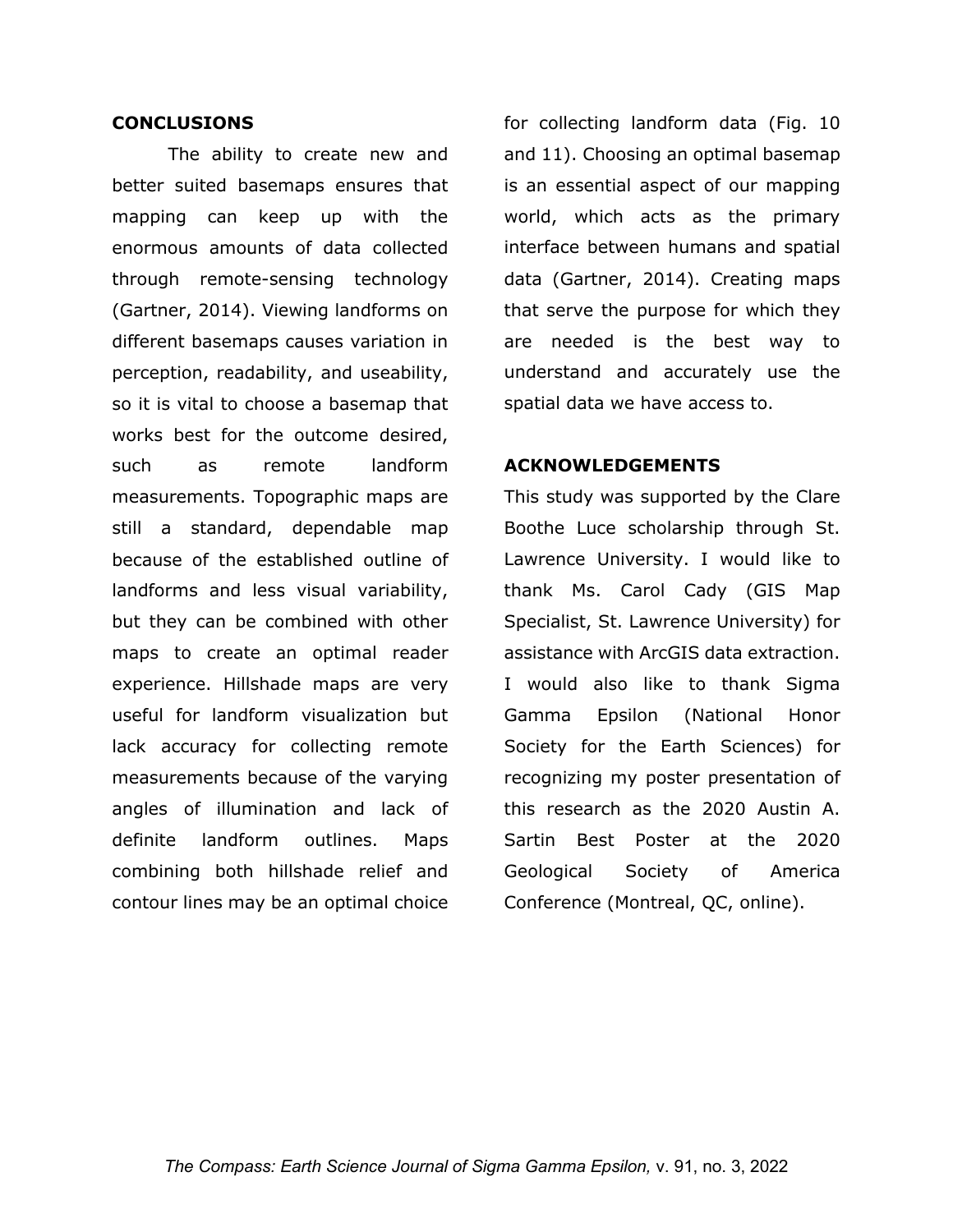## CONCLUSIONS

The ability to create new and better suited basemaps ensures that mapping can keep up with the enormous amounts of data collected through remote-sensing technology (Gartner, 2014). Viewing landforms on different basemaps causes variation in perception, readability, and useability, so it is vital to choose a basemap that works best for the outcome desired, such as remote landform measurements. Topographic maps are still a standard, dependable map because of the established outline of landforms and less visual variability, but they can be combined with other maps to create an optimal reader experience. Hillshade maps are very useful for landform visualization but lack accuracy for collecting remote measurements because of the varying angles of illumination and lack of definite landform outlines. Maps combining both hillshade relief and contour lines may be an optimal choice for collecting landform data (Fig. 10 and 11). Choosing an optimal basemap is an essential aspect of our mapping world, which acts as the primary interface between humans and spatial data (Gartner, 2014). Creating maps that serve the purpose for which they are needed is the best way to understand and accurately use the spatial data we have access to.

## ACKNOWLEDGEMENTS

This study was supported by the Clare Boothe Luce scholarship through St. Lawrence University. I would like to thank Ms. Carol Cady (GIS Map Specialist, St. Lawrence University) for assistance with ArcGIS data extraction. I would also like to thank Sigma Gamma Epsilon (National Honor Society for the Earth Sciences) for recognizing my poster presentation of this research as the 2020 Austin A. Sartin Best Poster at the 2020 Geological Society of America Conference (Montreal, QC, online).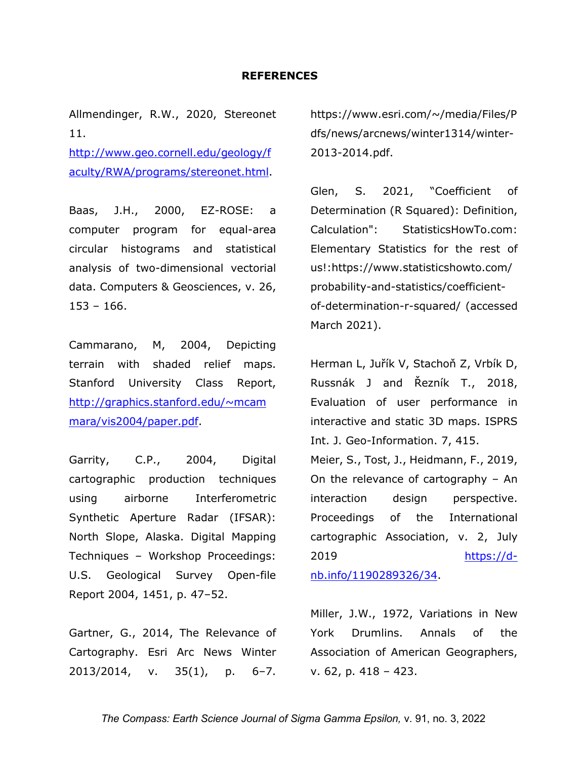## REFERENCES

Allmendinger, R.W., 2020, Stereonet 11. http://www.geo.cornell.edu/geology/faculty/RWA/programs/stereonet.html.

Baas, J.H., 2000, EZ-ROSE: a computer program for equal-area circular histograms and statistical analysis of two-dimensional vectorial data. Computers & Geosciences, v. 26, 153 – 166.

Cammarano, M, 2004, Depicting terrain with shaded relief maps. Stanford University Class Report, http://graphics.stanford.edu/~mcammara/vis2004/paper.pdf.

Garrity, C.P., 2004, Digital cartographic production techniques using airborne Interferometric Synthetic Aperture Radar (IFSAR): North Slope, Alaska. Digital Mapping Techniques – Workshop Proceedings: U.S. Geological Survey Open-file Report 2004, 1451, p. 47–52.

Gartner, G., 2014, The Relevance of Cartography. Esri Arc News Winter 2013/2014, v. 35(1), p. 6–7. https://www.esri.com/~/media/Files/Pdfs/news/arcnews/winter1314/winter-2013-2014.pdf.

Glen, S. 2021, "Coefficient of Determination (R Squared): Definition, Calculation": StatisticsHowTo.com: Elementary Statistics for the rest of us!:https://www.statisticshowto.com/probability-and-statistics/coefficient-of-determination-r-squared/ (accessed March 2021).

Herman L, Juřík V, Stachoň Z, Vrbík D, Russnák J and Řezník T., 2018, Evaluation of user performance in interactive and static 3D maps. ISPRS Int. J. Geo-Information. 7, 415.

Meier, S., Tost, J., Heidmann, F., 2019, On the relevance of cartography – An interaction design perspective. Proceedings of the International cartographic Association, v. 2, July 2019 https://d-nb.info/1190289326/34.

Miller, J.W., 1972, Variations in New York Drumlins. Annals of the Association of American Geographers, v. 62, p. 418 – 423.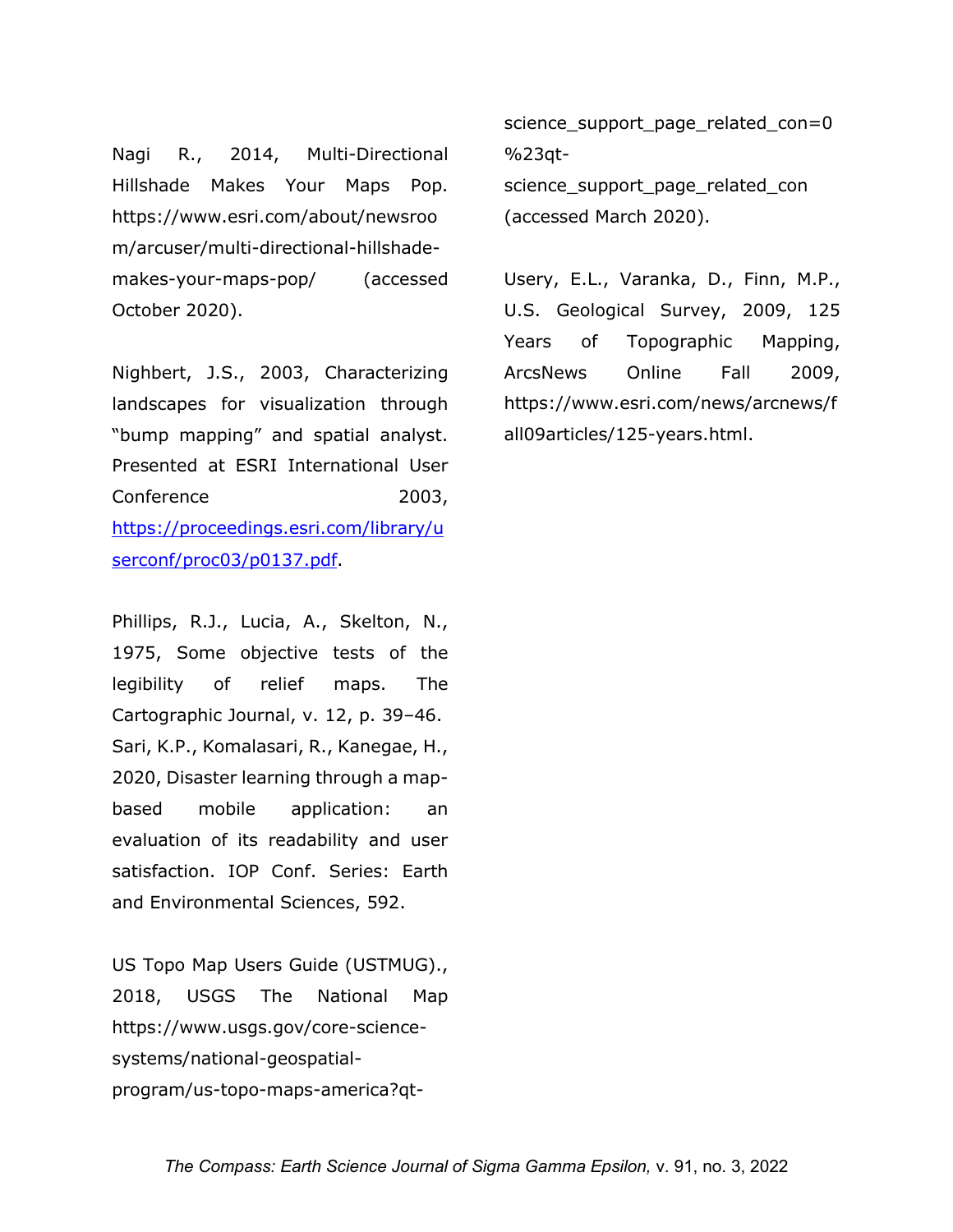Nagi R., 2014, Multi-Directional Hillshade Makes Your Maps Pop. https://www.esri.com/about/newsroom/arcuser/multi-directional-hillshade-makes-your-maps-pop/ (accessed October 2020).

Nighbert, J.S., 2003, Characterizing landscapes for visualization through "bump mapping" and spatial analyst. Presented at ESRI International User Conference 2003, https://proceedings.esri.com/library/userconf/proc03/p0137.pdf.

Phillips, R.J., Lucia, A., Skelton, N., 1975, Some objective tests of the legibility of relief maps. The Cartographic Journal, v. 12, p. 39–46.

Sari, K.P., Komalasari, R., Kanegae, H., 2020, Disaster learning through a map-based mobile application: an evaluation of its readability and user satisfaction. IOP Conf. Series: Earth and Environmental Sciences, 592.

US Topo Map Users Guide (USTMUG)., 2018, USGS The National Map https://www.usgs.gov/core-science-systems/national-geospatial-program/us-topo-maps-america?qt-science_support_page_related_con=0%23qt-science_support_page_related_con (accessed March 2020).

Usery, E.L., Varanka, D., Finn, M.P., U.S. Geological Survey, 2009, 125 Years of Topographic Mapping, ArcsNews Online Fall 2009, https://www.esri.com/news/arcnews/fall09articles/125-years.html.